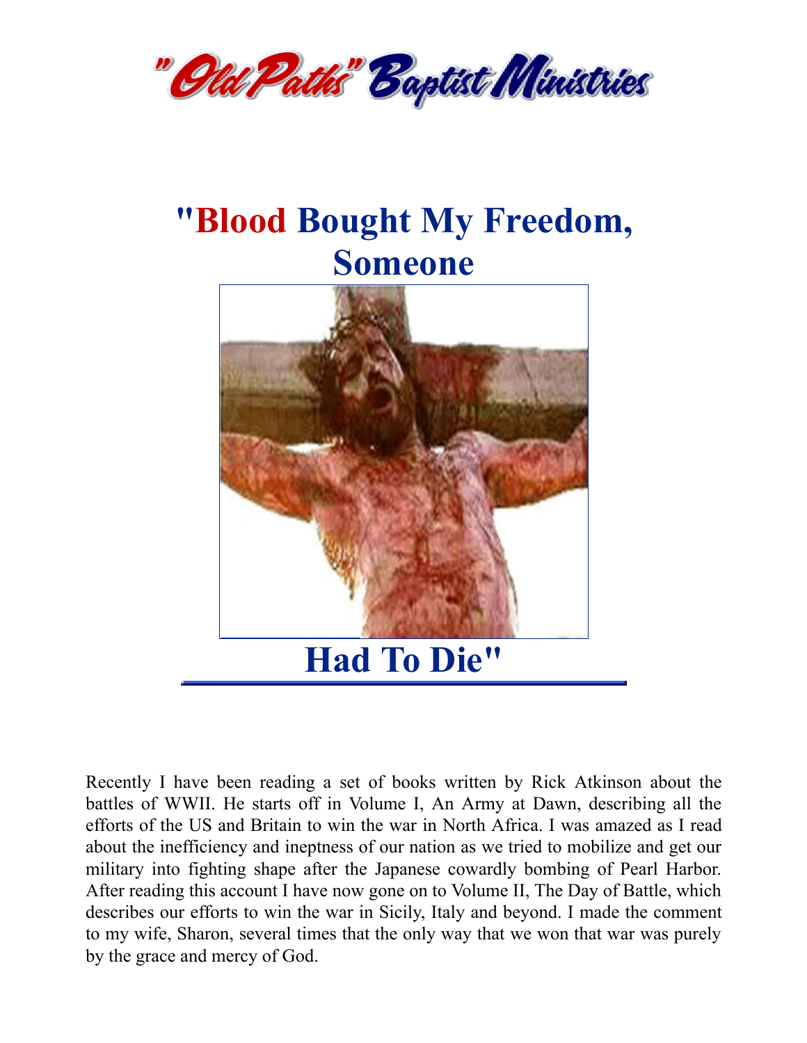"Old Paths" Baptist Ministries

# "Blood Bought My Freedom, Someone Had To Die"

Recently I have been reading a set of books written by Rick Atkinson about the battles of WWII. He starts off in Volume I, An Army at Dawn, describing all the efforts of the US and Britain to win the war in North Africa. I was amazed as I read about the inefficiency and ineptness of our nation as we tried to mobilize and get our military into fighting shape after the Japanese cowardly bombing of Pearl Harbor. After reading this account I have now gone on to Volume II, The Day of Battle, which describes our efforts to win the war in Sicily, Italy and beyond. I made the comment to my wife, Sharon, several times that the only way that we won that war was purely by the grace and mercy of God.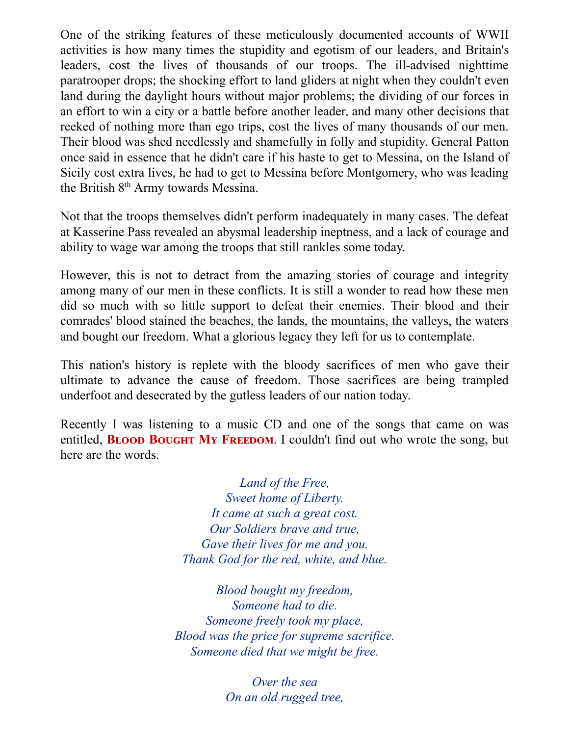One of the striking features of these meticulously documented accounts of WWII activities is how many times the stupidity and egotism of our leaders, and Britain's leaders, cost the lives of thousands of our troops. The ill-advised nighttime paratrooper drops; the shocking effort to land gliders at night when they couldn't even land during the daylight hours without major problems; the dividing of our forces in an effort to win a city or a battle before another leader, and many other decisions that reeked of nothing more than ego trips, cost the lives of many thousands of our men. Their blood was shed needlessly and shamefully in folly and stupidity. General Patton once said in essence that he didn't care if his haste to get to Messina, on the Island of Sicily cost extra lives, he had to get to Messina before Montgomery, who was leading the British 8th Army towards Messina.

Not that the troops themselves didn't perform inadequately in many cases. The defeat at Kasserine Pass revealed an abysmal leadership ineptness, and a lack of courage and ability to wage war among the troops that still rankles some today.

However, this is not to detract from the amazing stories of courage and integrity among many of our men in these conflicts. It is still a wonder to read how these men did so much with so little support to defeat their enemies. Their blood and their comrades' blood stained the beaches, the lands, the mountains, the valleys, the waters and bought our freedom. What a glorious legacy they left for us to contemplate.

This nation's history is replete with the bloody sacrifices of men who gave their ultimate to advance the cause of freedom. Those sacrifices are being trampled underfoot and desecrated by the gutless leaders of our nation today.

Recently I was listening to a music CD and one of the songs that came on was entitled, **BLOOD BOUGHT MY FREEDOM**. I couldn't find out who wrote the song, but here are the words.

*Land of the Free,*
*Sweet home of Liberty.*
*It came at such a great cost.*
*Our Soldiers brave and true,*
*Gave their lives for me and you.*
*Thank God for the red, white, and blue.*

*Blood bought my freedom,*
*Someone had to die.*
*Someone freely took my place,*
*Blood was the price for supreme sacrifice.*
*Someone died that we might be free.*

*Over the sea*
*On an old rugged tree,*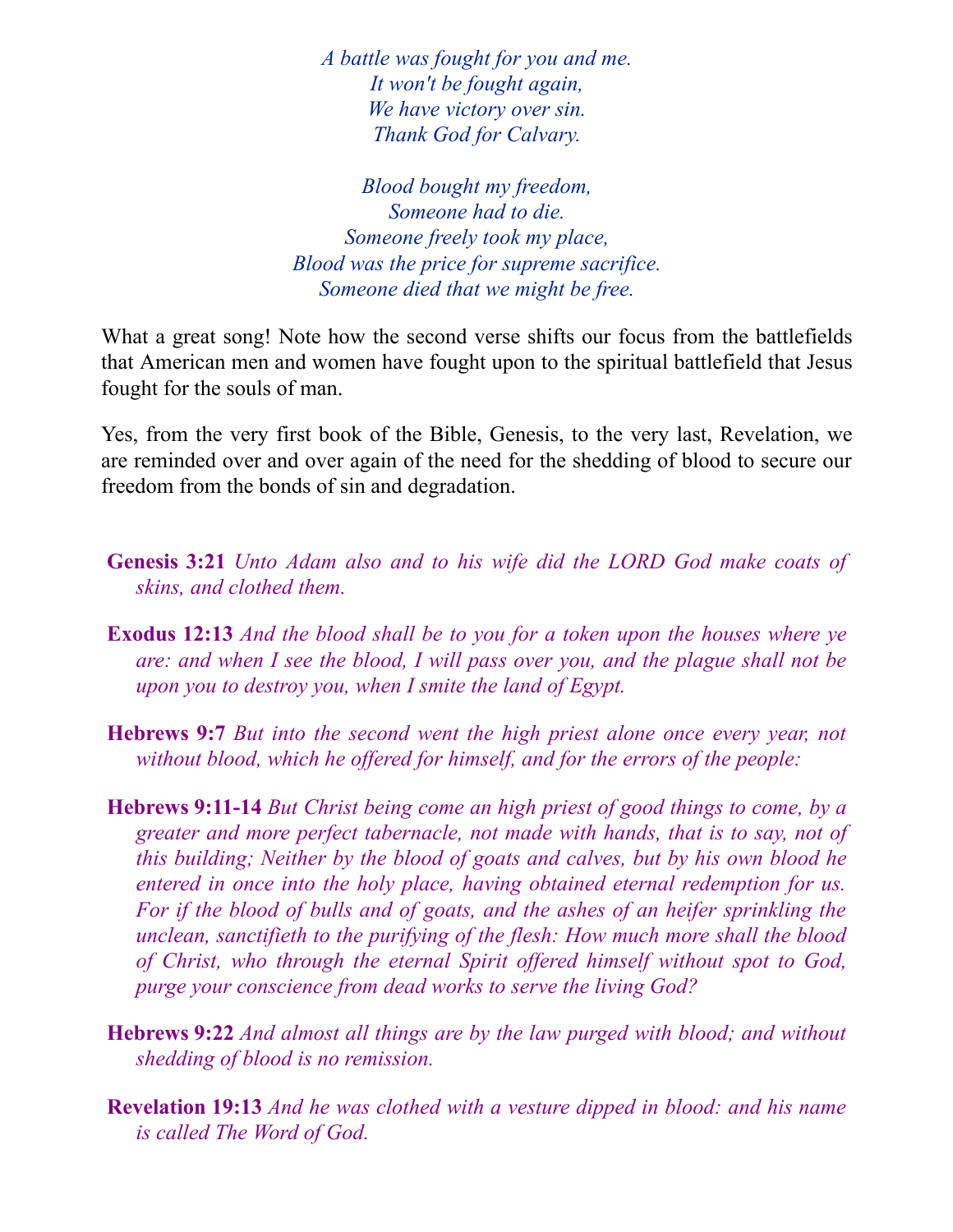*A battle was fought for you and me.*
*It won't be fought again,*
*We have victory over sin.*
*Thank God for Calvary.*

*Blood bought my freedom,*
*Someone had to die.*
*Someone freely took my place,*
*Blood was the price for supreme sacrifice.*
*Someone died that we might be free.*

What a great song! Note how the second verse shifts our focus from the battlefields that American men and women have fought upon to the spiritual battlefield that Jesus fought for the souls of man.

Yes, from the very first book of the Bible, Genesis, to the very last, Revelation, we are reminded over and over again of the need for the shedding of blood to secure our freedom from the bonds of sin and degradation.

**Genesis 3:21** *Unto Adam also and to his wife did the LORD God make coats of skins, and clothed them.*

**Exodus 12:13** *And the blood shall be to you for a token upon the houses where ye are: and when I see the blood, I will pass over you, and the plague shall not be upon you to destroy you, when I smite the land of Egypt.*

**Hebrews 9:7** *But into the second went the high priest alone once every year, not without blood, which he offered for himself, and for the errors of the people:*

**Hebrews 9:11-14** *But Christ being come an high priest of good things to come, by a greater and more perfect tabernacle, not made with hands, that is to say, not of this building; Neither by the blood of goats and calves, but by his own blood he entered in once into the holy place, having obtained eternal redemption for us. For if the blood of bulls and of goats, and the ashes of an heifer sprinkling the unclean, sanctifieth to the purifying of the flesh: How much more shall the blood of Christ, who through the eternal Spirit offered himself without spot to God, purge your conscience from dead works to serve the living God?*

**Hebrews 9:22** *And almost all things are by the law purged with blood; and without shedding of blood is no remission.*

**Revelation 19:13** *And he was clothed with a vesture dipped in blood: and his name is called The Word of God.*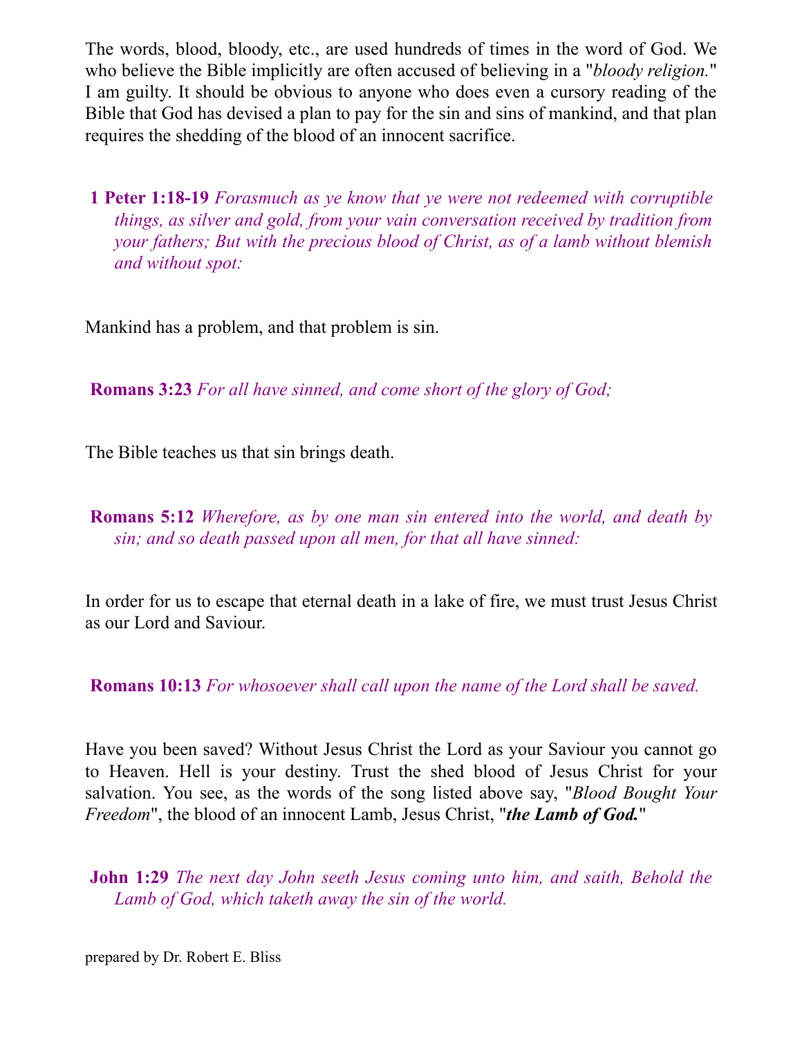The words, blood, bloody, etc., are used hundreds of times in the word of God. We who believe the Bible implicitly are often accused of believing in a "*bloody religion.*" I am guilty. It should be obvious to anyone who does even a cursory reading of the Bible that God has devised a plan to pay for the sin and sins of mankind, and that plan requires the shedding of the blood of an innocent sacrifice.

> **1 Peter 1:18-19** *Forasmuch as ye know that ye were not redeemed with corruptible things, as silver and gold, from your vain conversation received by tradition from your fathers; But with the precious blood of Christ, as of a lamb without blemish and without spot:*

Mankind has a problem, and that problem is sin.

> **Romans 3:23** *For all have sinned, and come short of the glory of God;*

The Bible teaches us that sin brings death.

> **Romans 5:12** *Wherefore, as by one man sin entered into the world, and death by sin; and so death passed upon all men, for that all have sinned:*

In order for us to escape that eternal death in a lake of fire, we must trust Jesus Christ as our Lord and Saviour.

> **Romans 10:13** *For whosoever shall call upon the name of the Lord shall be saved.*

Have you been saved? Without Jesus Christ the Lord as your Saviour you cannot go to Heaven. Hell is your destiny. Trust the shed blood of Jesus Christ for your salvation. You see, as the words of the song listed above say, "*Blood Bought Your Freedom*", the blood of an innocent Lamb, Jesus Christ, "***the Lamb of God.***"

> **John 1:29** *The next day John seeth Jesus coming unto him, and saith, Behold the Lamb of God, which taketh away the sin of the world.*

prepared by Dr. Robert E. Bliss